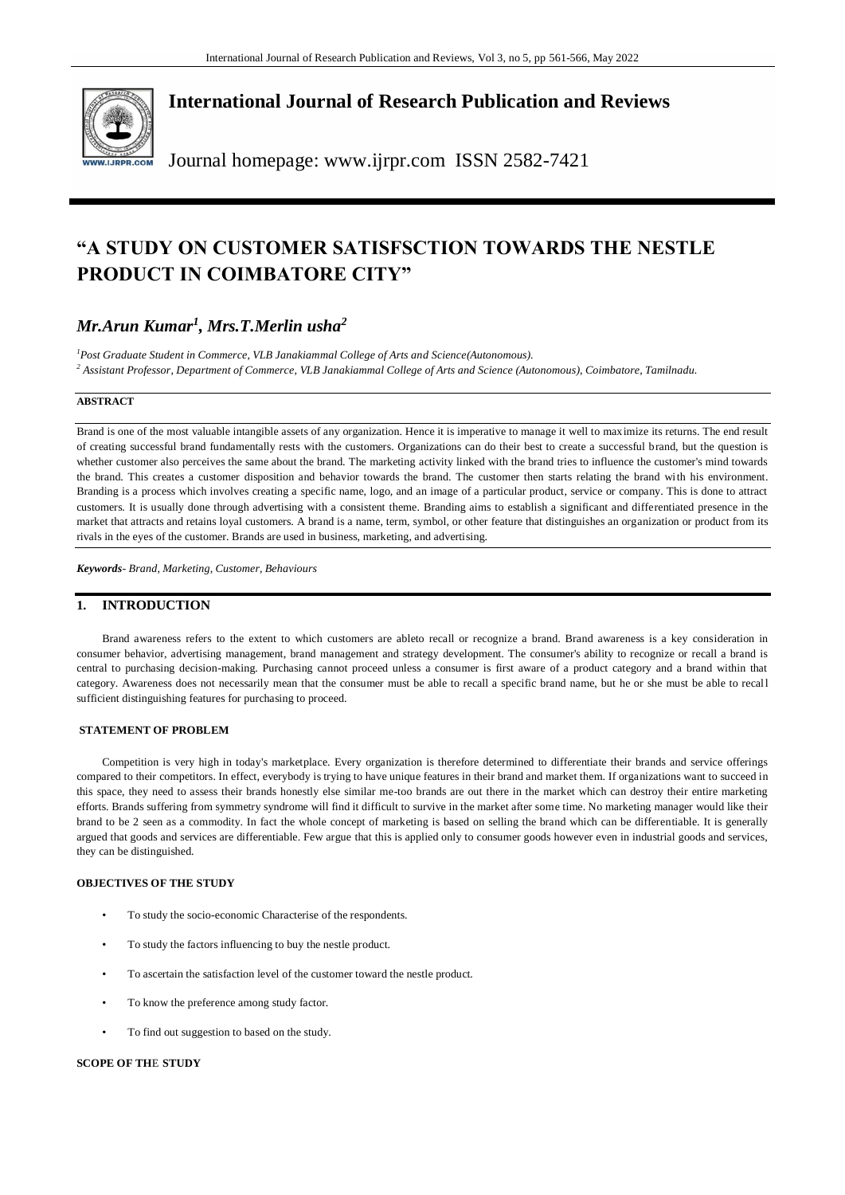# International Journal of Research Publication and Reviews

Journal homepage: www.ijrpr.com ISSN 2582-7421

# "A STUDY ON CUSTOMER SATISFSCTION TOWARDS THE NESTLE PRODUCT IN COIMBATORE CITY"

## *Mr.Arun Kumar[1], Mrs.T.Merlin usha[2]*

*[1]Post Graduate Student in Commerce, VLB Janakiammal College of Arts and Science(Autonomous).*

*[2] Assistant Professor, Department of Commerce, VLB Janakiammal College of Arts and Science (Autonomous), Coimbatore, Tamilnadu.*

**ABSTRACT**

Brand is one of the most valuable intangible assets of any organization. Hence it is imperative to manage it well to maximize its returns. The end result of creating successful brand fundamentally rests with the customers. Organizations can do their best to create a successful brand, but the question is whether customer also perceives the same about the brand. The marketing activity linked with the brand tries to influence the customer's mind towards the brand. This creates a customer disposition and behavior towards the brand. The customer then starts relating the brand with his environment. Branding is a process which involves creating a specific name, logo, and an image of a particular product, service or company. This is done to attract customers. It is usually done through advertising with a consistent theme. Branding aims to establish a significant and differentiated presence in the market that attracts and retains loyal customers. A brand is a name, term, symbol, or other feature that distinguishes an organization or product from its rivals in the eyes of the customer. Brands are used in business, marketing, and advertising.

***Keywords****- Brand, Marketing, Customer, Behaviours*

## 1. INTRODUCTION

Brand awareness refers to the extent to which customers are ableto recall or recognize a brand. Brand awareness is a key consideration in consumer behavior, advertising management, brand management and strategy development. The consumer's ability to recognize or recall a brand is central to purchasing decision-making. Purchasing cannot proceed unless a consumer is first aware of a product category and a brand within that category. Awareness does not necessarily mean that the consumer must be able to recall a specific brand name, but he or she must be able to recall sufficient distinguishing features for purchasing to proceed.

### STATEMENT OF PROBLEM

Competition is very high in today's marketplace. Every organization is therefore determined to differentiate their brands and service offerings compared to their competitors. In effect, everybody is trying to have unique features in their brand and market them. If organizations want to succeed in this space, they need to assess their brands honestly else similar me-too brands are out there in the market which can destroy their entire marketing efforts. Brands suffering from symmetry syndrome will find it difficult to survive in the market after some time. No marketing manager would like their brand to be 2 seen as a commodity. In fact the whole concept of marketing is based on selling the brand which can be differentiable. It is generally argued that goods and services are differentiable. Few argue that this is applied only to consumer goods however even in industrial goods and services, they can be distinguished.

### OBJECTIVES OF THE STUDY

- To study the socio-economic Characterise of the respondents.
- To study the factors influencing to buy the nestle product.
- To ascertain the satisfaction level of the customer toward the nestle product.
- To know the preference among study factor.
- To find out suggestion to based on the study.

### SCOPE OF THE STUDY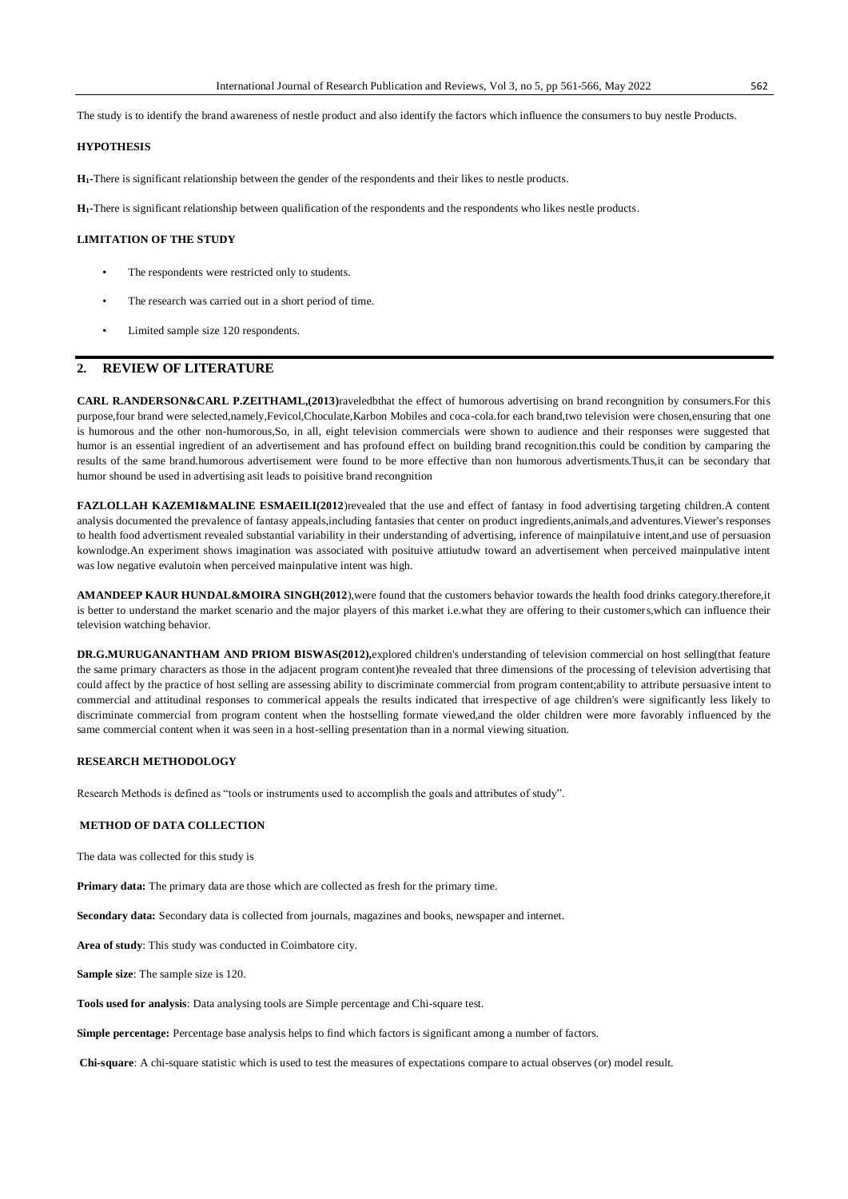The study is to identify the brand awareness of nestle product and also identify the factors which influence the consumers to buy nestle Products.

### HYPOTHESIS

**$H_1$**-There is significant relationship between the gender of the respondents and their likes to nestle products.

**$H_1$**-There is significant relationship between qualification of the respondents and the respondents who likes nestle products.

### LIMITATION OF THE STUDY

- The respondents were restricted only to students.
- The research was carried out in a short period of time.
- Limited sample size 120 respondents.

## 2. REVIEW OF LITERATURE

**CARL R.ANDERSON&CARL P.ZEITHAML,(2013)**raveledbthat the effect of humorous advertising on brand recongnition by consumers.For this purpose,four brand were selected,namely,Fevicol,Choculate,Karbon Mobiles and coca-cola.for each brand,two television were chosen,ensuring that one is humorous and the other non-humorous,So, in all, eight television commercials were shown to audience and their responses were suggested that humor is an essential ingredient of an advertisement and has profound effect on building brand recognition.this could be condition by camparing the results of the same brand.humorous advertisement were found to be more effective than non humorous advertisments.Thus,it can be secondary that humor shound be used in advertising asit leads to poisitive brand recongnition

**FAZLOLLAH KAZEMI&MALINE ESMAEILI(2012**)revealed that the use and effect of fantasy in food advertising targeting children.A content analysis documented the prevalence of fantasy appeals,including fantasies that center on product ingredients,animals,and adventures.Viewer's responses to health food advertisment revealed substantial variability in their understanding of advertising, inference of mainpilatuive intent,and use of persuasion kownlodge.An experiment shows imagination was associated with posituive attiutudw toward an advertisement when perceived mainpulative intent was low negative evalutoin when perceived mainpulative intent was high.

**AMANDEEP KAUR HUNDAL&MOIRA SINGH(2012**),were found that the customers behavior towards the health food drinks category.therefore,it is better to understand the market scenario and the major players of this market i.e.what they are offering to their customers,which can influence their television watching behavior.

**DR.G.MURUGANANTHAM AND PRIOM BISWAS(2012),**explored children's understanding of television commercial on host selling(that feature the same primary characters as those in the adjacent program content)he revealed that three dimensions of the processing of television advertising that could affect by the practice of host selling are assessing ability to discriminate commercial from program content;ability to attribute persuasive intent to commercial and attitudinal responses to commerical appeals the results indicated that irrespective of age children's were significantly less likely to discriminate commercial from program content when the hostselling formate viewed,and the older children were more favorably influenced by the same commercial content when it was seen in a host-selling presentation than in a normal viewing situation.

### RESEARCH METHODOLOGY

Research Methods is defined as "tools or instruments used to accomplish the goals and attributes of study".

### METHOD OF DATA COLLECTION

The data was collected for this study is

**Primary data:** The primary data are those which are collected as fresh for the primary time.

**Secondary data:** Secondary data is collected from journals, magazines and books, newspaper and internet.

**Area of study**: This study was conducted in Coimbatore city.

**Sample size**: The sample size is 120.

**Tools used for analysis**: Data analysing tools are Simple percentage and Chi-square test.

**Simple percentage:** Percentage base analysis helps to find which factors is significant among a number of factors.

**Chi-square**: A chi-square statistic which is used to test the measures of expectations compare to actual observes (or) model result.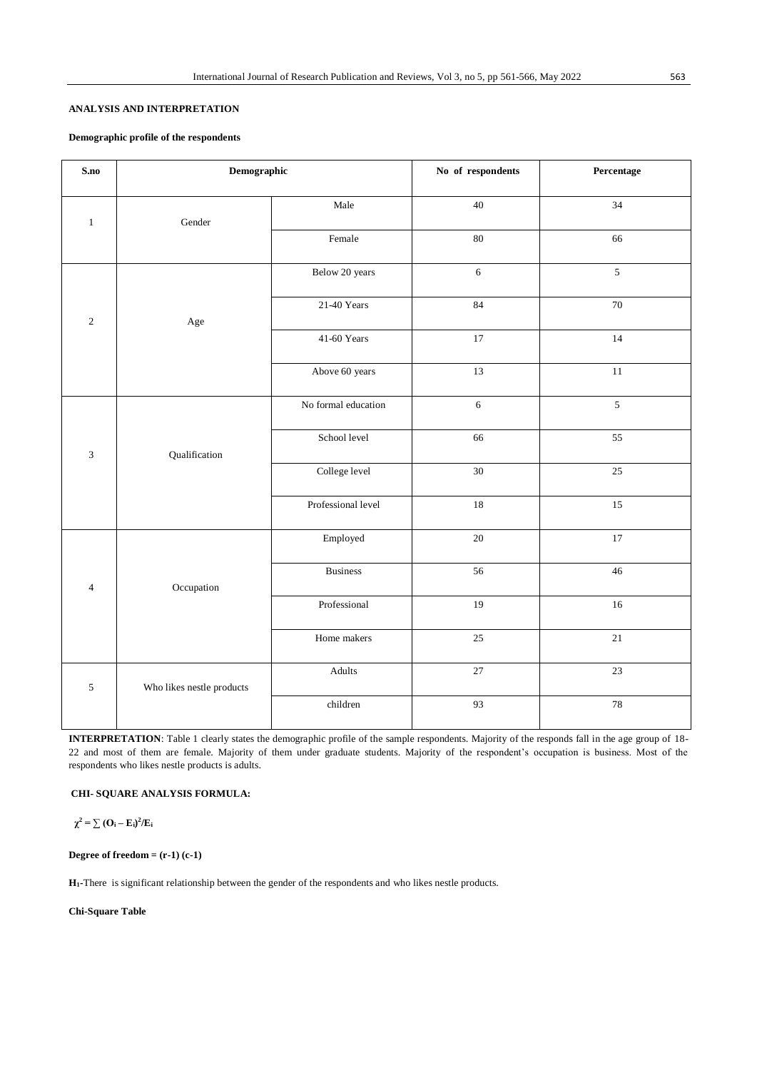## ANALYSIS AND INTERPRETATION

**Demographic profile of the respondents**

| S.no | Demographic | | No of respondents | Percentage |
|---|---|---|---|---|
| 1 | Gender | Male | 40 | 34 |
| | | Female | 80 | 66 |
| 2 | Age | Below 20 years | 6 | 5 |
| | | 21-40 Years | 84 | 70 |
| | | 41-60 Years | 17 | 14 |
| | | Above 60 years | 13 | 11 |
| 3 | Qualification | No formal education | 6 | 5 |
| | | School level | 66 | 55 |
| | | College level | 30 | 25 |
| | | Professional level | 18 | 15 |
| 4 | Occupation | Employed | 20 | 17 |
| | | Business | 56 | 46 |
| | | Professional | 19 | 16 |
| | | Home makers | 25 | 21 |
| 5 | Who likes nestle products | Adults | 27 | 23 |
| | | children | 93 | 78 |

**INTERPRETATION**: Table 1 clearly states the demographic profile of the sample respondents. Majority of the responds fall in the age group of 18-22 and most of them are female. Majority of them under graduate students. Majority of the respondent's occupation is business. Most of the respondents who likes nestle products is adults.

**CHI- SQUARE ANALYSIS FORMULA:**

$$\chi^2 = \sum (O_i - E_i)^2/E_i$$

**Degree of freedom = (r-1) (c-1)**

**$H_1$**-There is significant relationship between the gender of the respondents and who likes nestle products.

**Chi-Square Table**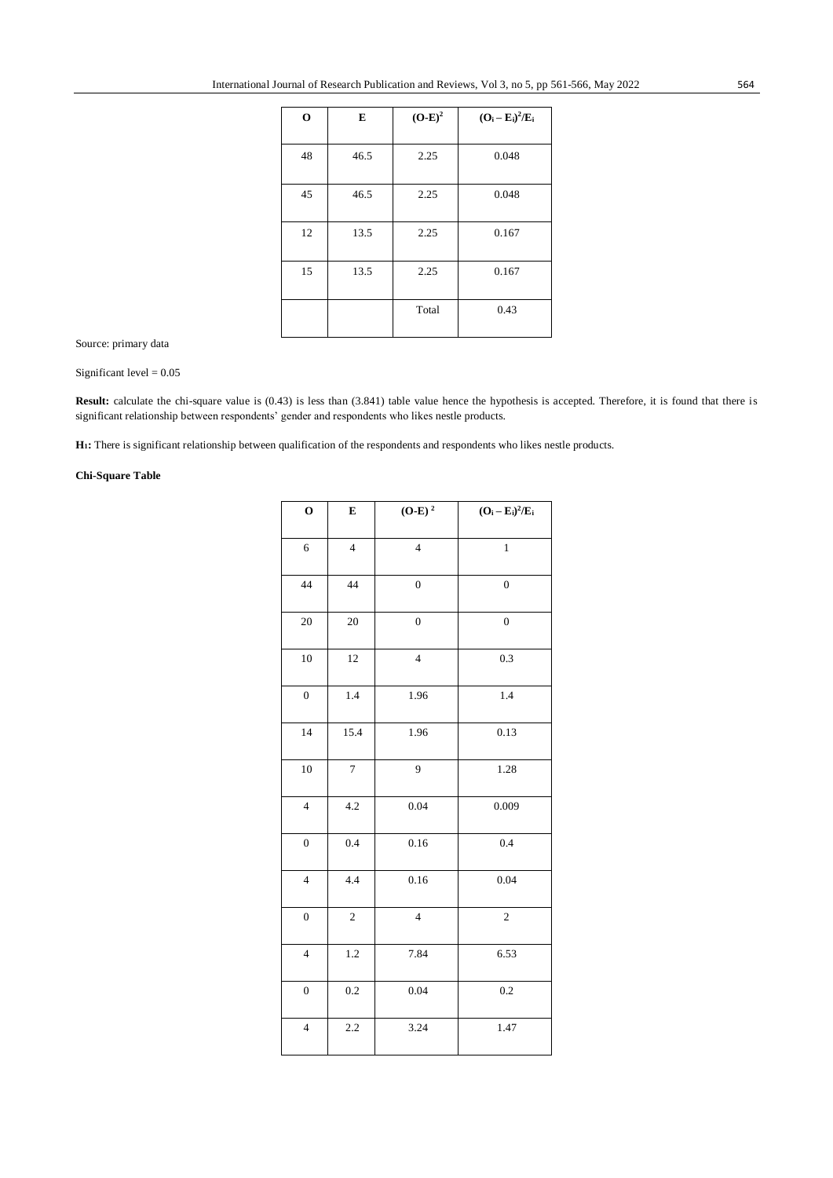| O | E | $(O-E)^2$ | $(O_i - E_i)^2/E_i$ |
|---|---|---|---|
| 48 | 46.5 | 2.25 | 0.048 |
| 45 | 46.5 | 2.25 | 0.048 |
| 12 | 13.5 | 2.25 | 0.167 |
| 15 | 13.5 | 2.25 | 0.167 |
| | | Total | 0.43 |

Source: primary data

Significant level = 0.05

**Result:** calculate the chi-square value is (0.43) is less than (3.841) table value hence the hypothesis is accepted. Therefore, it is found that there is significant relationship between respondents' gender and respondents who likes nestle products.

**$H_1$:** There is significant relationship between qualification of the respondents and respondents who likes nestle products.

**Chi-Square Table**

| O | E | $(O-E)^2$ | $(O_i - E_i)^2/E_i$ |
|---|---|---|---|
| 6 | 4 | 4 | 1 |
| 44 | 44 | 0 | 0 |
| 20 | 20 | 0 | 0 |
| 10 | 12 | 4 | 0.3 |
| 0 | 1.4 | 1.96 | 1.4 |
| 14 | 15.4 | 1.96 | 0.13 |
| 10 | 7 | 9 | 1.28 |
| 4 | 4.2 | 0.04 | 0.009 |
| 0 | 0.4 | 0.16 | 0.4 |
| 4 | 4.4 | 0.16 | 0.04 |
| 0 | 2 | 4 | 2 |
| 4 | 1.2 | 7.84 | 6.53 |
| 0 | 0.2 | 0.04 | 0.2 |
| 4 | 2.2 | 3.24 | 1.47 |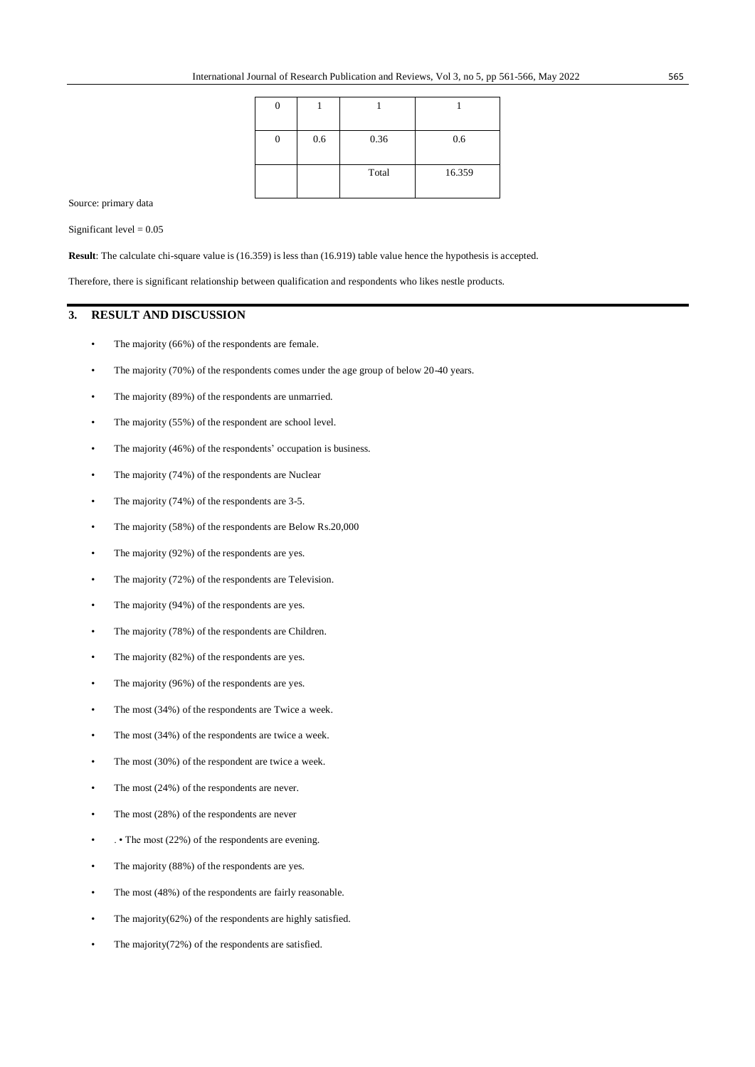| 0 | 1 | 1 | 1 |
|---|---|---|---|
| 0 | 0.6 | 0.36 | 0.6 |
| | | Total | 16.359 |

Source: primary data

Significant level = 0.05

**Result**: The calculate chi-square value is (16.359) is less than (16.919) table value hence the hypothesis is accepted.

Therefore, there is significant relationship between qualification and respondents who likes nestle products.

## 3. RESULT AND DISCUSSION

- The majority (66%) of the respondents are female.
- The majority (70%) of the respondents comes under the age group of below 20-40 years.
- The majority (89%) of the respondents are unmarried.
- The majority (55%) of the respondent are school level.
- The majority (46%) of the respondents' occupation is business.
- The majority (74%) of the respondents are Nuclear
- The majority (74%) of the respondents are 3-5.
- The majority (58%) of the respondents are Below Rs.20,000
- The majority (92%) of the respondents are yes.
- The majority (72%) of the respondents are Television.
- The majority (94%) of the respondents are yes.
- The majority (78%) of the respondents are Children.
- The majority (82%) of the respondents are yes.
- The majority (96%) of the respondents are yes.
- The most (34%) of the respondents are Twice a week.
- The most (34%) of the respondents are twice a week.
- The most (30%) of the respondent are twice a week.
- The most (24%) of the respondents are never.
- The most (28%) of the respondents are never
- . • The most (22%) of the respondents are evening.
- The majority (88%) of the respondents are yes.
- The most (48%) of the respondents are fairly reasonable.
- The majority(62%) of the respondents are highly satisfied.
- The majority(72%) of the respondents are satisfied.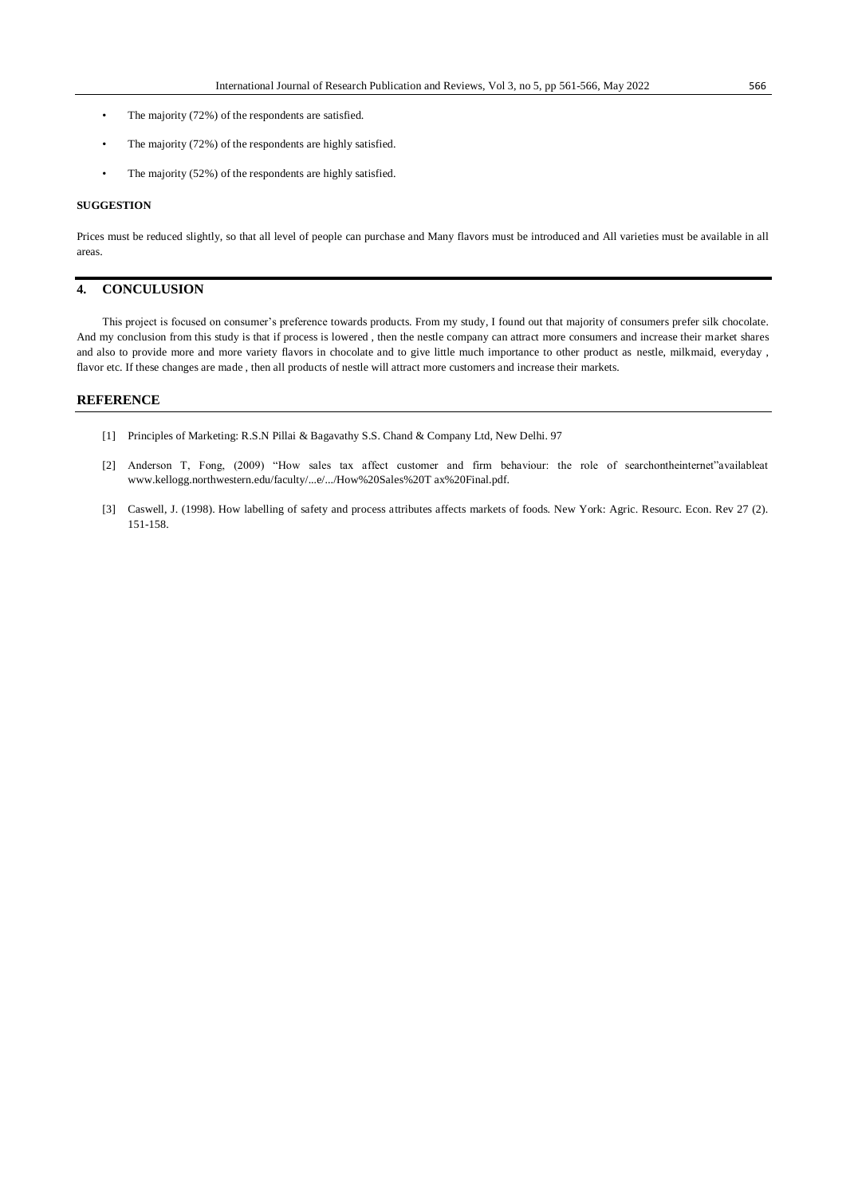- The majority (72%) of the respondents are satisfied.
- The majority (72%) of the respondents are highly satisfied.
- The majority (52%) of the respondents are highly satisfied.

**SUGGESTION**

Prices must be reduced slightly, so that all level of people can purchase and Many flavors must be introduced and All varieties must be available in all areas.

## 4. CONCULUSION

This project is focused on consumer's preference towards products. From my study, I found out that majority of consumers prefer silk chocolate. And my conclusion from this study is that if process is lowered , then the nestle company can attract more consumers and increase their market shares and also to provide more and more variety flavors in chocolate and to give little much importance to other product as nestle, milkmaid, everyday , flavor etc. If these changes are made , then all products of nestle will attract more customers and increase their markets.

## REFERENCE

[1] Principles of Marketing: R.S.N Pillai & Bagavathy S.S. Chand & Company Ltd, New Delhi. 97

[2] Anderson T, Fong, (2009) "How sales tax affect customer and firm behaviour: the role of searchontheinternet"availableat www.kellogg.northwestern.edu/faculty/...e/.../How%20Sales%20T ax%20Final.pdf.

[3] Caswell, J. (1998). How labelling of safety and process attributes affects markets of foods. New York: Agric. Resourc. Econ. Rev 27 (2). 151-158.